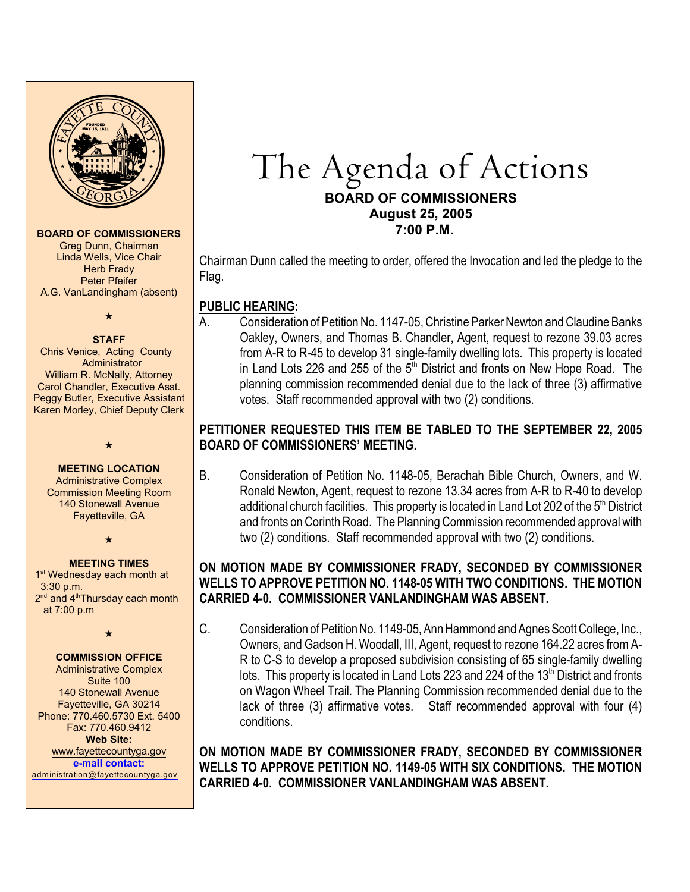**BOARD OF COMMISSIONERS**
Greg Dunn, Chairman
Linda Wells, Vice Chair
Herb Frady
Peter Pfeifer
A.G. VanLandingham (absent)

★

**STAFF**
Chris Venice, Acting County Administrator
William R. McNally, Attorney
Carol Chandler, Executive Asst.
Peggy Butler, Executive Assistant
Karen Morley, Chief Deputy Clerk

★

**MEETING LOCATION**
Administrative Complex
Commission Meeting Room
140 Stonewall Avenue
Fayetteville, GA

★

**MEETING TIMES**
1st Wednesday each month at 3:30 p.m.
2nd and 4th Thursday each month at 7:00 p.m

★

**COMMISSION OFFICE**
Administrative Complex
Suite 100
140 Stonewall Avenue
Fayetteville, GA 30214
Phone: 770.460.5730 Ext. 5400
Fax: 770.460.9412
**Web Site:**
www.fayettecountyga.gov
**e-mail contact:**
administration@fayettecountyga.gov

# The Agenda of Actions

**BOARD OF COMMISSIONERS**
**August 25, 2005**
**7:00 P.M.**

Chairman Dunn called the meeting to order, offered the Invocation and led the pledge to the Flag.

## PUBLIC HEARING:

A. Consideration of Petition No. 1147-05, Christine Parker Newton and Claudine Banks Oakley, Owners, and Thomas B. Chandler, Agent, request to rezone 39.03 acres from A-R to R-45 to develop 31 single-family dwelling lots. This property is located in Land Lots 226 and 255 of the 5th District and fronts on New Hope Road. The planning commission recommended denial due to the lack of three (3) affirmative votes. Staff recommended approval with two (2) conditions.

**PETITIONER REQUESTED THIS ITEM BE TABLED TO THE SEPTEMBER 22, 2005 BOARD OF COMMISSIONERS' MEETING.**

B. Consideration of Petition No. 1148-05, Berachah Bible Church, Owners, and W. Ronald Newton, Agent, request to rezone 13.34 acres from A-R to R-40 to develop additional church facilities. This property is located in Land Lot 202 of the 5th District and fronts on Corinth Road. The Planning Commission recommended approval with two (2) conditions. Staff recommended approval with two (2) conditions.

**ON MOTION MADE BY COMMISSIONER FRADY, SECONDED BY COMMISSIONER WELLS TO APPROVE PETITION NO. 1148-05 WITH TWO CONDITIONS. THE MOTION CARRIED 4-0. COMMISSIONER VANLANDINGHAM WAS ABSENT.**

C. Consideration of Petition No. 1149-05, Ann Hammond and Agnes Scott College, Inc., Owners, and Gadson H. Woodall, III, Agent, request to rezone 164.22 acres from A-R to C-S to develop a proposed subdivision consisting of 65 single-family dwelling lots. This property is located in Land Lots 223 and 224 of the 13th District and fronts on Wagon Wheel Trail. The Planning Commission recommended denial due to the lack of three (3) affirmative votes. Staff recommended approval with four (4) conditions.

**ON MOTION MADE BY COMMISSIONER FRADY, SECONDED BY COMMISSIONER WELLS TO APPROVE PETITION NO. 1149-05 WITH SIX CONDITIONS. THE MOTION CARRIED 4-0. COMMISSIONER VANLANDINGHAM WAS ABSENT.**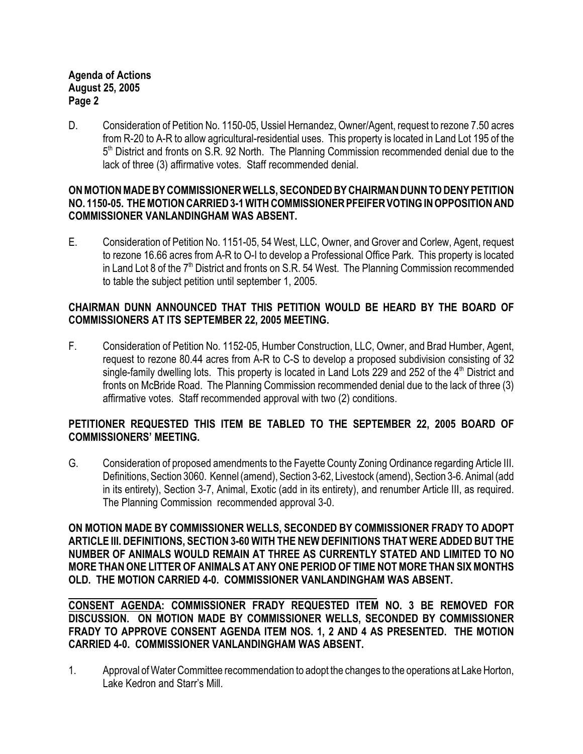D. Consideration of Petition No. 1150-05, Ussiel Hernandez, Owner/Agent, request to rezone 7.50 acres from R-20 to A-R to allow agricultural-residential uses. This property is located in Land Lot 195 of the 5th District and fronts on S.R. 92 North. The Planning Commission recommended denial due to the lack of three (3) affirmative votes. Staff recommended denial.

**ON MOTION MADE BY COMMISSIONER WELLS, SECONDED BY CHAIRMAN DUNN TO DENY PETITION NO. 1150-05. THE MOTION CARRIED 3-1 WITH COMMISSIONER PFEIFER VOTING IN OPPOSITION AND COMMISSIONER VANLANDINGHAM WAS ABSENT.**

E. Consideration of Petition No. 1151-05, 54 West, LLC, Owner, and Grover and Corlew, Agent, request to rezone 16.66 acres from A-R to O-I to develop a Professional Office Park. This property is located in Land Lot 8 of the 7th District and fronts on S.R. 54 West. The Planning Commission recommended to table the subject petition until september 1, 2005.

**CHAIRMAN DUNN ANNOUNCED THAT THIS PETITION WOULD BE HEARD BY THE BOARD OF COMMISSIONERS AT ITS SEPTEMBER 22, 2005 MEETING.**

F. Consideration of Petition No. 1152-05, Humber Construction, LLC, Owner, and Brad Humber, Agent, request to rezone 80.44 acres from A-R to C-S to develop a proposed subdivision consisting of 32 single-family dwelling lots. This property is located in Land Lots 229 and 252 of the 4th District and fronts on McBride Road. The Planning Commission recommended denial due to the lack of three (3) affirmative votes. Staff recommended approval with two (2) conditions.

**PETITIONER REQUESTED THIS ITEM BE TABLED TO THE SEPTEMBER 22, 2005 BOARD OF COMMISSIONERS' MEETING.**

G. Consideration of proposed amendments to the Fayette County Zoning Ordinance regarding Article III. Definitions, Section 3060. Kennel (amend), Section 3-62, Livestock (amend), Section 3-6. Animal (add in its entirety), Section 3-7, Animal, Exotic (add in its entirety), and renumber Article III, as required. The Planning Commission recommended approval 3-0.

**ON MOTION MADE BY COMMISSIONER WELLS, SECONDED BY COMMISSIONER FRADY TO ADOPT ARTICLE III. DEFINITIONS, SECTION 3-60 WITH THE NEW DEFINITIONS THAT WERE ADDED BUT THE NUMBER OF ANIMALS WOULD REMAIN AT THREE AS CURRENTLY STATED AND LIMITED TO NO MORE THAN ONE LITTER OF ANIMALS AT ANY ONE PERIOD OF TIME NOT MORE THAN SIX MONTHS OLD. THE MOTION CARRIED 4-0. COMMISSIONER VANLANDINGHAM WAS ABSENT.**

**<u>CONSENT AGENDA</u>: COMMISSIONER FRADY REQUESTED ITEM NO. 3 BE REMOVED FOR DISCUSSION. ON MOTION MADE BY COMMISSIONER WELLS, SECONDED BY COMMISSIONER FRADY TO APPROVE CONSENT AGENDA ITEM NOS. 1, 2 AND 4 AS PRESENTED. THE MOTION CARRIED 4-0. COMMISSIONER VANLANDINGHAM WAS ABSENT.**

1. Approval of Water Committee recommendation to adopt the changes to the operations at Lake Horton, Lake Kedron and Starr's Mill.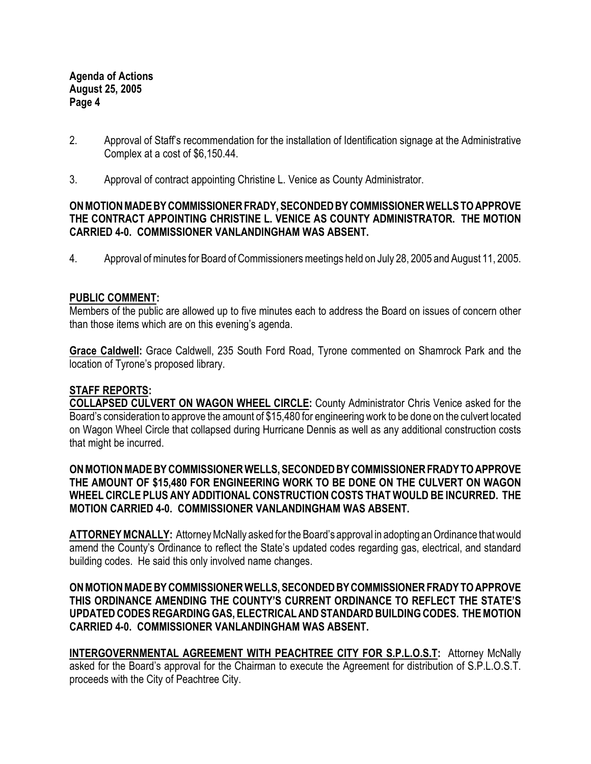2. Approval of Staff's recommendation for the installation of Identification signage at the Administrative Complex at a cost of $6,150.44.

3. Approval of contract appointing Christine L. Venice as County Administrator.

**ON MOTION MADE BY COMMISSIONER FRADY, SECONDED BY COMMISSIONER WELLS TO APPROVE THE CONTRACT APPOINTING CHRISTINE L. VENICE AS COUNTY ADMINISTRATOR. THE MOTION CARRIED 4-0. COMMISSIONER VANLANDINGHAM WAS ABSENT.**

4. Approval of minutes for Board of Commissioners meetings held on July 28, 2005 and August 11, 2005.

**PUBLIC COMMENT:**

Members of the public are allowed up to five minutes each to address the Board on issues of concern other than those items which are on this evening's agenda.

**Grace Caldwell:** Grace Caldwell, 235 South Ford Road, Tyrone commented on Shamrock Park and the location of Tyrone's proposed library.

**STAFF REPORTS:**

**COLLAPSED CULVERT ON WAGON WHEEL CIRCLE:** County Administrator Chris Venice asked for the Board's consideration to approve the amount of $15,480 for engineering work to be done on the culvert located on Wagon Wheel Circle that collapsed during Hurricane Dennis as well as any additional construction costs that might be incurred.

**ON MOTION MADE BY COMMISSIONER WELLS, SECONDED BY COMMISSIONER FRADY TO APPROVE THE AMOUNT OF $15,480 FOR ENGINEERING WORK TO BE DONE ON THE CULVERT ON WAGON WHEEL CIRCLE PLUS ANY ADDITIONAL CONSTRUCTION COSTS THAT WOULD BE INCURRED. THE MOTION CARRIED 4-0. COMMISSIONER VANLANDINGHAM WAS ABSENT.**

**ATTORNEY MCNALLY:** Attorney McNally asked for the Board's approval in adopting an Ordinance that would amend the County's Ordinance to reflect the State's updated codes regarding gas, electrical, and standard building codes. He said this only involved name changes.

**ON MOTION MADE BY COMMISSIONER WELLS, SECONDED BY COMMISSIONER FRADY TO APPROVE THIS ORDINANCE AMENDING THE COUNTY'S CURRENT ORDINANCE TO REFLECT THE STATE'S UPDATED CODES REGARDING GAS, ELECTRICAL AND STANDARD BUILDING CODES. THE MOTION CARRIED 4-0. COMMISSIONER VANLANDINGHAM WAS ABSENT.**

**INTERGOVERNMENTAL AGREEMENT WITH PEACHTREE CITY FOR S.P.L.O.S.T:** Attorney McNally asked for the Board's approval for the Chairman to execute the Agreement for distribution of S.P.L.O.S.T. proceeds with the City of Peachtree City.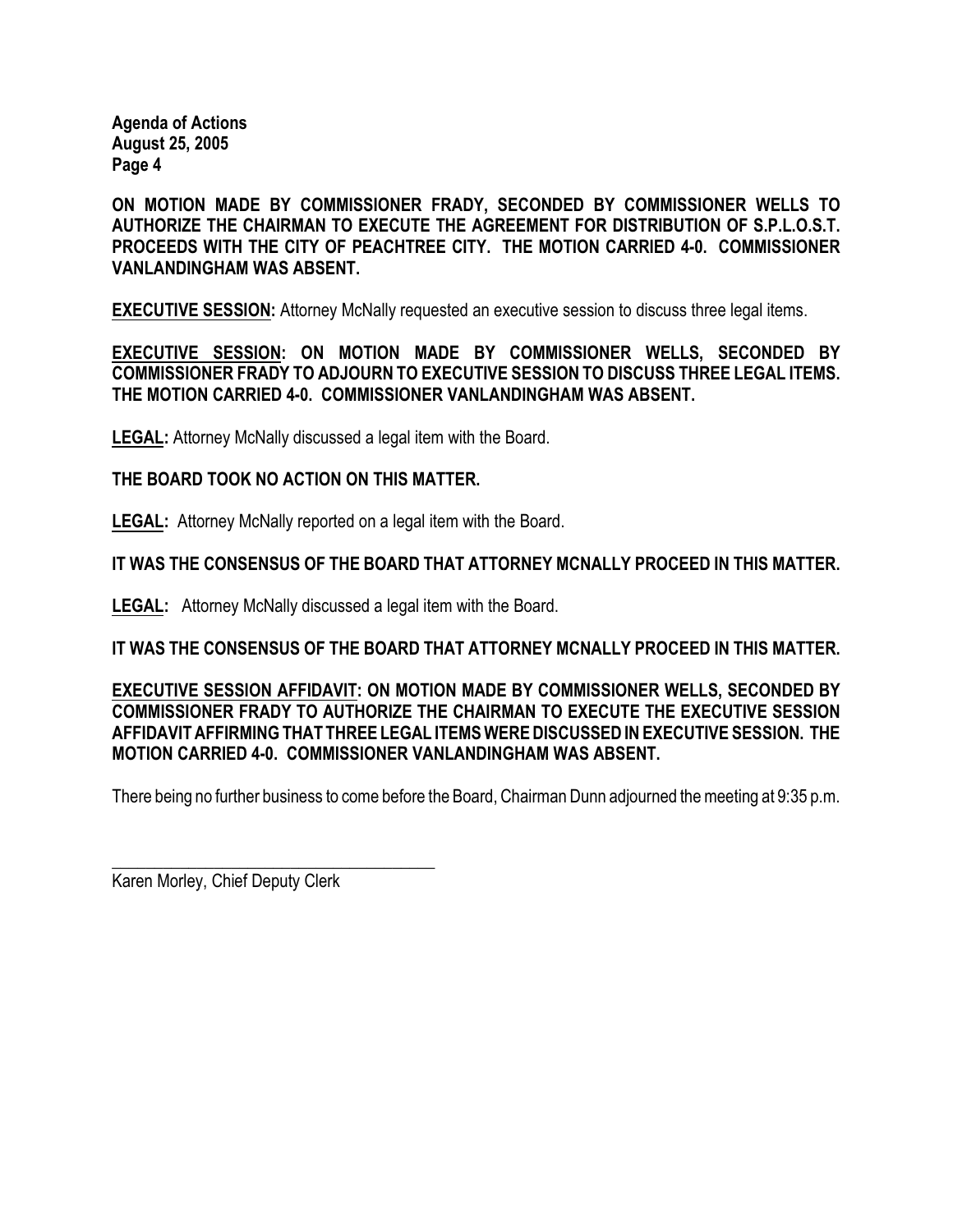ON MOTION MADE BY COMMISSIONER FRADY, SECONDED BY COMMISSIONER WELLS TO AUTHORIZE THE CHAIRMAN TO EXECUTE THE AGREEMENT FOR DISTRIBUTION OF S.P.L.O.S.T. PROCEEDS WITH THE CITY OF PEACHTREE CITY. THE MOTION CARRIED 4-0. COMMISSIONER VANLANDINGHAM WAS ABSENT.**

**EXECUTIVE SESSION:** Attorney McNally requested an executive session to discuss three legal items.

**EXECUTIVE SESSION: ON MOTION MADE BY COMMISSIONER WELLS, SECONDED BY COMMISSIONER FRADY TO ADJOURN TO EXECUTIVE SESSION TO DISCUSS THREE LEGAL ITEMS. THE MOTION CARRIED 4-0. COMMISSIONER VANLANDINGHAM WAS ABSENT.**

**LEGAL:** Attorney McNally discussed a legal item with the Board.

**THE BOARD TOOK NO ACTION ON THIS MATTER.**

**LEGAL:** Attorney McNally reported on a legal item with the Board.

**IT WAS THE CONSENSUS OF THE BOARD THAT ATTORNEY MCNALLY PROCEED IN THIS MATTER.**

**LEGAL:** Attorney McNally discussed a legal item with the Board.

**IT WAS THE CONSENSUS OF THE BOARD THAT ATTORNEY MCNALLY PROCEED IN THIS MATTER.**

**EXECUTIVE SESSION AFFIDAVIT: ON MOTION MADE BY COMMISSIONER WELLS, SECONDED BY COMMISSIONER FRADY TO AUTHORIZE THE CHAIRMAN TO EXECUTE THE EXECUTIVE SESSION AFFIDAVIT AFFIRMING THAT THREE LEGAL ITEMS WERE DISCUSSED IN EXECUTIVE SESSION. THE MOTION CARRIED 4-0. COMMISSIONER VANLANDINGHAM WAS ABSENT.**

There being no further business to come before the Board, Chairman Dunn adjourned the meeting at 9:35 p.m.

\_\_\_\_\_\_\_\_\_\_\_\_\_\_\_\_\_\_\_\_\_\_\_\_\_\_\_\_\_\_\_\_\_\_\_\_

Karen Morley, Chief Deputy Clerk